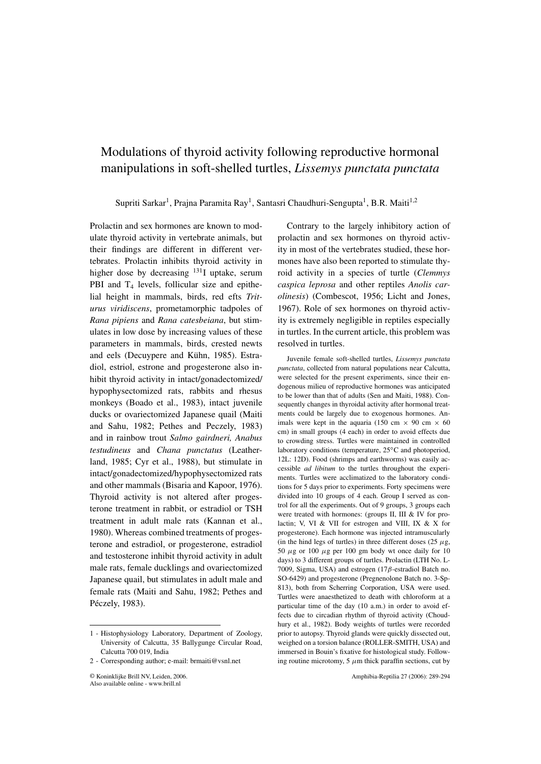# Modulations of thyroid activity following reproductive hormonal manipulations in soft-shelled turtles, *Lissemys punctata punctata*

Supriti Sarkar[1], Prajna Paramita Ray[1], Santasri Chaudhuri-Sengupta[1], B.R. Maiti[1,2]

Prolactin and sex hormones are known to modulate thyroid activity in vertebrate animals, but their findings are different in different vertebrates. Prolactin inhibits thyroid activity in higher dose by decreasing $^{131}$I uptake, serum PBI and $T_4$ levels, follicular size and epithelial height in mammals, birds, red efts *Triturus viridiscens*, prometamorphic tadpoles of *Rana pipiens* and *Rana catesbeiana*, but stimulates in low dose by increasing values of these parameters in mammals, birds, crested newts and eels (Decuypere and Kühn, 1985). Estradiol, estriol, estrone and progesterone also inhibit thyroid activity in intact/gonadectomized/hypophysectomized rats, rabbits and rhesus monkeys (Boado et al., 1983), intact juvenile ducks or ovariectomized Japanese quail (Maiti and Sahu, 1982; Pethes and Peczely, 1983) and in rainbow trout *Salmo gairdneri, Anabus testudineus* and *Chana punctatus* (Leatherland, 1985; Cyr et al., 1988), but stimulate in intact/gonadectomized/hypophysectomized rats and other mammals (Bisaria and Kapoor, 1976). Thyroid activity is not altered after progesterone treatment in rabbit, or estradiol or TSH treatment in adult male rats (Kannan et al., 1980). Whereas combined treatments of progesterone and estradiol, or progesterone, estradiol and testosterone inhibit thyroid activity in adult male rats, female ducklings and ovariectomized Japanese quail, but stimulates in adult male and female rats (Maiti and Sahu, 1982; Pethes and Péczely, 1983).

Contrary to the largely inhibitory action of prolactin and sex hormones on thyroid activity in most of the vertebrates studied, these hormones have also been reported to stimulate thyroid activity in a species of turtle (*Clemmys caspica leprosa* and other reptiles *Anolis carolinesis*) (Combescot, 1956; Licht and Jones, 1967). Role of sex hormones on thyroid activity is extremely negligible in reptiles especially in turtles. In the current article, this problem was resolved in turtles.

Juvenile female soft-shelled turtles, *Lissemys punctata punctata*, collected from natural populations near Calcutta, were selected for the present experiments, since their endogenous milieu of reproductive hormones was anticipated to be lower than that of adults (Sen and Maiti, 1988). Consequently changes in thyroidal activity after hormonal treatments could be largely due to exogenous hormones. Animals were kept in the aquaria (150 cm × 90 cm × 60 cm) in small groups (4 each) in order to avoid effects due to crowding stress. Turtles were maintained in controlled laboratory conditions (temperature, 25°C and photoperiod, 12L: 12D). Food (shrimps and earthworms) was easily accessible *ad libitum* to the turtles throughout the experiments. Turtles were acclimatized to the laboratory conditions for 5 days prior to experiments. Forty specimens were divided into 10 groups of 4 each. Group I served as control for all the experiments. Out of 9 groups, 3 groups each were treated with hormones: (groups II, III & IV for prolactin; V, VI & VII for estrogen and VIII, IX & X for progesterone). Each hormone was injected intramuscularly (in the hind legs of turtles) in three different doses (25 $\mu$g, 50 $\mu$g or 100 $\mu$g per 100 gm body wt once daily for 10 days) to 3 different groups of turtles. Prolactin (LTH No. L-7009, Sigma, USA) and estrogen (17$\beta$-estradiol Batch no. SO-6429) and progesterone (Pregnenolone Batch no. 3-Sp-813), both from Scherring Corporation, USA were used. Turtles were anaesthetized to death with chloroform at a particular time of the day (10 a.m.) in order to avoid effects due to circadian rhythm of thyroid activity (Choudhury et al., 1982). Body weights of turtles were recorded prior to autopsy. Thyroid glands were quickly dissected out, weighed on a torsion balance (ROLLER-SMITH, USA) and immersed in Bouin's fixative for histological study. Following routine microtomy, 5 $\mu$m thick paraffin sections, cut by

1 - Histophysiology Laboratory, Department of Zoology, University of Calcutta, 35 Ballygunge Circular Road, Calcutta 700 019, India

2 - Corresponding author; e-mail: brmaiti@vsnl.net

© Koninklijke Brill NV, Leiden, 2006.
Also available online - www.brill.nl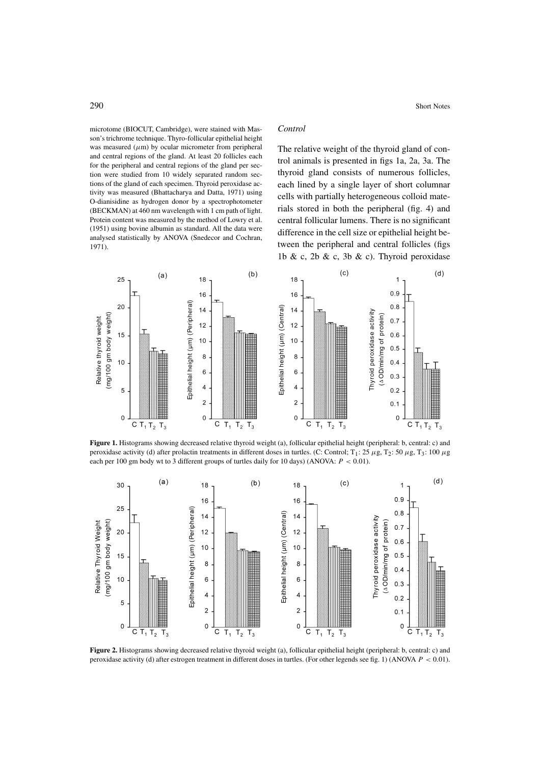microtome (BIOCUT, Cambridge), were stained with Masson's trichrome technique. Thyro-follicular epithelial height was measured ($\mu$m) by ocular micrometer from peripheral and central regions of the gland. At least 20 follicles each for the peripheral and central regions of the gland per section were studied from 10 widely separated random sections of the gland of each specimen. Thyroid peroxidase activity was measured (Bhattacharya and Datta, 1971) using O-dianisidine as hydrogen donor by a spectrophotometer (BECKMAN) at 460 nm wavelength with 1 cm path of light. Protein content was measured by the method of Lowry et al. (1951) using bovine albumin as standard. All the data were analysed statistically by ANOVA (Snedecor and Cochran, 1971).

*Control*

The relative weight of the thyroid gland of control animals is presented in figs 1a, 2a, 3a. The thyroid gland consists of numerous follicles, each lined by a single layer of short columnar cells with partially heterogeneous colloid materials stored in both the peripheral (fig. 4) and central follicular lumens. There is no significant difference in the cell size or epithelial height between the peripheral and central follicles (figs 1b & c, 2b & c, 3b & c). Thyroid peroxidase

(a)
Relative thyroid weight (mg/100 gm body weight)
0 5 10 15 20 25
C $T_1$ $T_2$ $T_3$

(b)
Epithelial height (µm) (Peripheral)
0 2 4 6 8 10 12 14 16 18
C $T_1$ $T_2$ $T_3$

(c)
Epithelial height (µm) (Central)
0 2 4 6 8 10 12 14 16 18
C $T_1$ $T_2$ $T_3$

(d)
Thyroid peroxidase activity ($\Delta$ OD/min/mg of protein)
0 0.1 0.2 0.3 0.4 0.5 0.6 0.7 0.8 0.9 1
C $T_1$ $T_2$ $T_3$

**Figure 1.** Histograms showing decreased relative thyroid weight (a), follicular epithelial height (peripheral: b, central: c) and peroxidase activity (d) after prolactin treatments in different doses in turtles. (C: Control; $T_1$: 25 $\mu$g, $T_2$: 50 $\mu$g, $T_3$: 100 $\mu$g each per 100 gm body wt to 3 different groups of turtles daily for 10 days) (ANOVA: $P < 0.01$).

(a)
Relative Thyroid Weight (mg/100 gm body weight)
0 5 10 15 20 25 30
C $T_1$ $T_2$ $T_3$

(b)
Epithelial height (µm) (Peripheral)
0 2 4 6 8 10 12 14 16 18
C $T_1$ $T_2$ $T_3$

(c)
Epithelial height (µm) (Central)
0 2 4 6 8 10 12 14 16 18
C $T_1$ $T_2$ $T_3$

(d)
Thyroid peroxidase activity ($\Delta$ OD/min/mg of protein)
0 0.1 0.2 0.3 0.4 0.5 0.6 0.7 0.8 0.9 1
C $T_1$ $T_2$ $T_3$

**Figure 2.** Histograms showing decreased relative thyroid weight (a), follicular epithelial height (peripheral: b, central: c) and peroxidase activity (d) after estrogen treatment in different doses in turtles. (For other legends see fig. 1) (ANOVA $P < 0.01$).